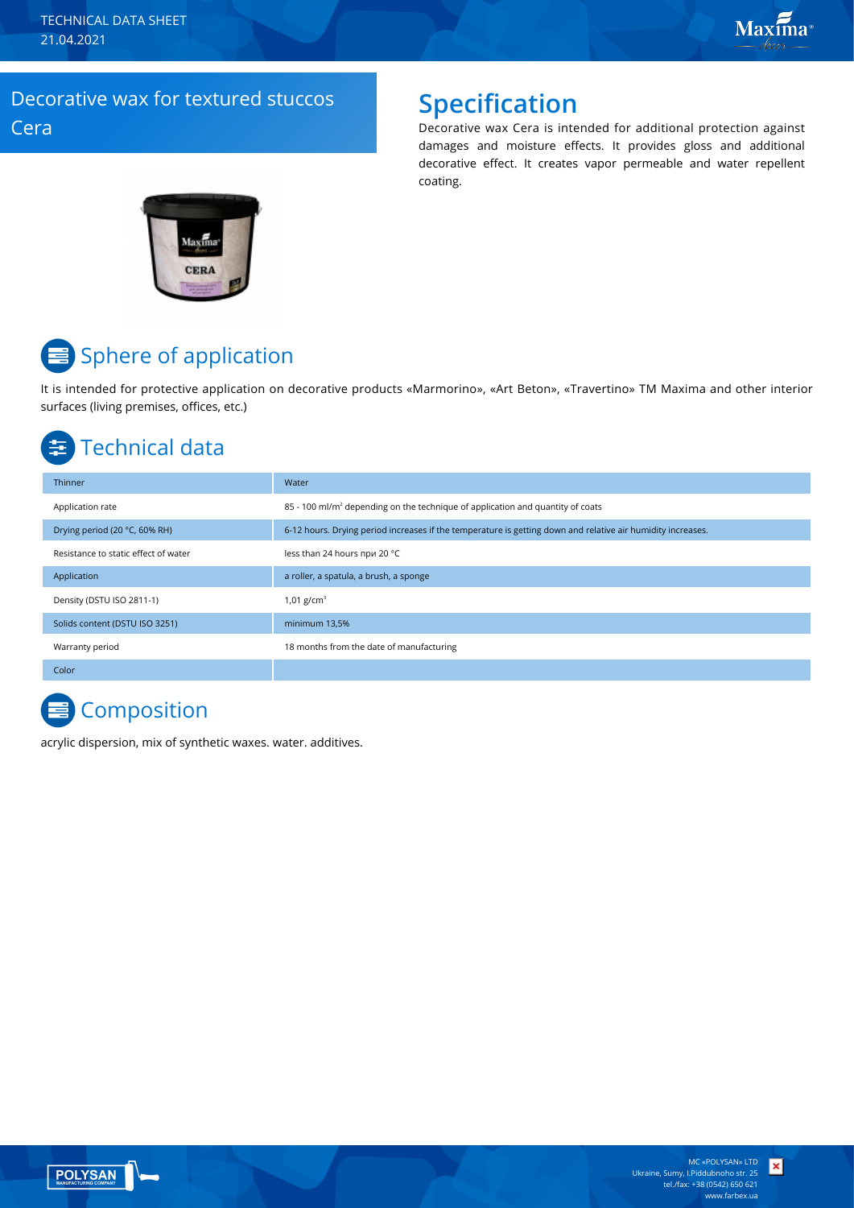TECHNICAL DATA SHEET
21.04.2021

# Decorative wax for textured stuccos Cera

## Specification

Decorative wax Cera is intended for additional protection against damages and moisture effects. It provides gloss and additional decorative effect. It creates vapor permeable and water repellent coating.

## Sphere of application

It is intended for protective application on decorative products «Marmorino», «Art Beton», «Travertino» TM Maxima and other interior surfaces (living premises, offices, etc.)

## Technical data

| Thinner | Water |
|---|---|
| Application rate | 85 - 100 ml/m² depending on the technique of application and quantity of coats |
| Drying period (20 °C, 60% RH) | 6-12 hours. Drying period increases if the temperature is getting down and relative air humidity increases. |
| Resistance to static effect of water | less than 24 hours при 20 °C |
| Application | a roller, a spatula, a brush, a sponge |
| Density (DSTU ISO 2811-1) | 1,01 g/cm³ |
| Solids content (DSTU ISO 3251) | minimum 13,5% |
| Warranty period | 18 months from the date of manufacturing |
| Color | |

## Composition

acrylic dispersion, mix of synthetic waxes. water. additives.

MC «POLYSAN» LTD
Ukraine, Sumy, I.Piddubnoho str. 25
tel./fax: +38 (0542) 650 621
www.farbex.ua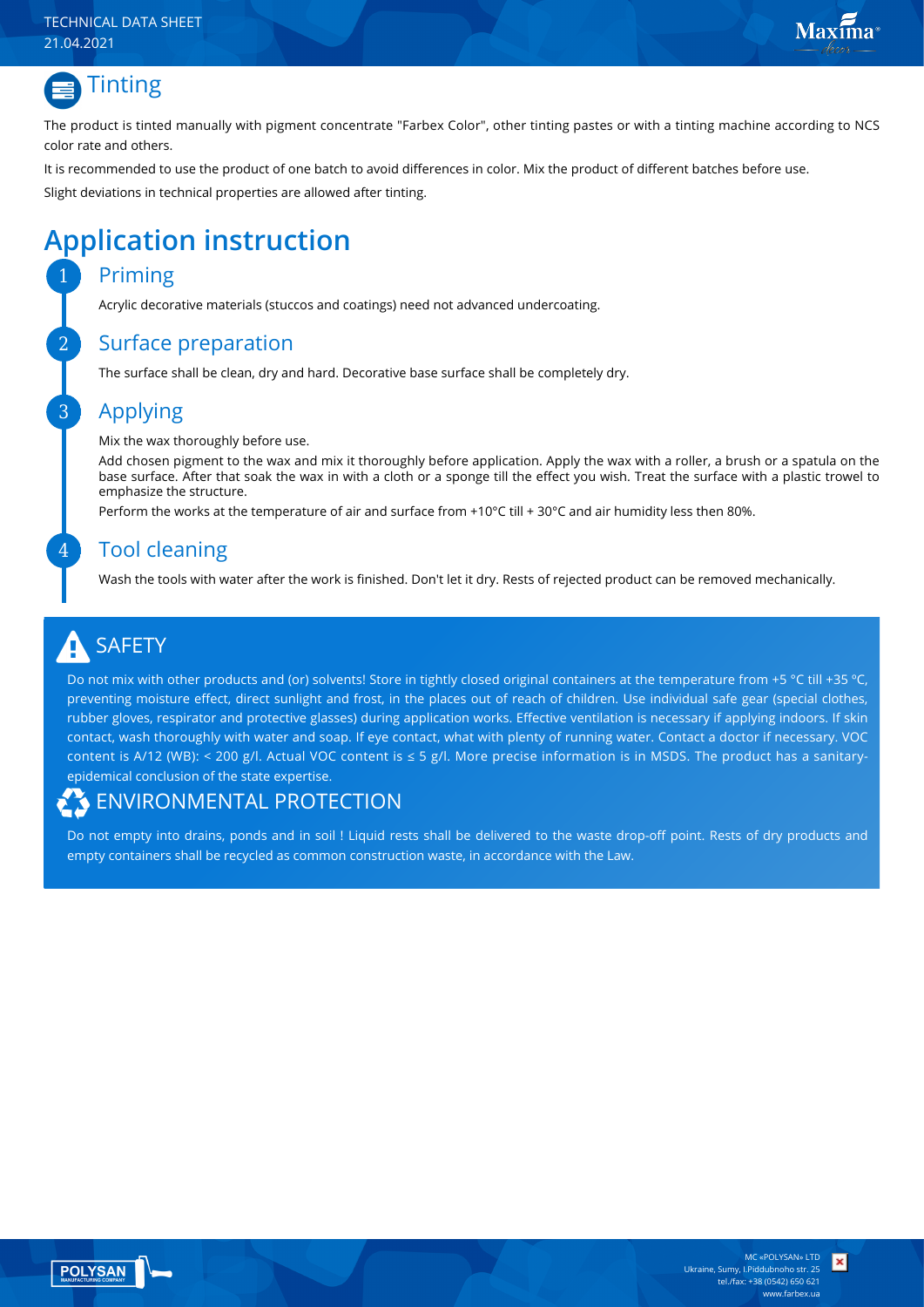## Tinting

The product is tinted manually with pigment concentrate "Farbex Color", other tinting pastes or with a tinting machine according to NCS color rate and others.

It is recommended to use the product of one batch to avoid differences in color. Mix the product of different batches before use.

Slight deviations in technical properties are allowed after tinting.

# Application instruction

## 1 Priming

Acrylic decorative materials (stuccos and coatings) need not advanced undercoating.

## 2 Surface preparation

The surface shall be clean, dry and hard. Decorative base surface shall be completely dry.

## 3 Applying

Mix the wax thoroughly before use.

Add chosen pigment to the wax and mix it thoroughly before application. Apply the wax with a roller, a brush or a spatula on the base surface. After that soak the wax in with a cloth or a sponge till the effect you wish. Treat the surface with a plastic trowel to emphasize the structure.

Perform the works at the temperature of air and surface from +10°C till + 30°C and air humidity less then 80%.

## 4 Tool cleaning

Wash the tools with water after the work is finished. Don't let it dry. Rests of rejected product can be removed mechanically.

## SAFETY

Do not mix with other products and (or) solvents! Store in tightly closed original containers at the temperature from +5 °C till +35 °C, preventing moisture effect, direct sunlight and frost, in the places out of reach of children. Use individual safe gear (special clothes, rubber gloves, respirator and protective glasses) during application works. Effective ventilation is necessary if applying indoors. If skin contact, wash thoroughly with water and soap. If eye contact, what with plenty of running water. Contact a doctor if necessary. VOC content is A/12 (WB): < 200 g/l. Actual VOC content is ≤ 5 g/l. More precise information is in MSDS. The product has a sanitary-epidemical conclusion of the state expertise.

## ENVIRONMENTAL PROTECTION

Do not empty into drains, ponds and in soil ! Liquid rests shall be delivered to the waste drop-off point. Rests of dry products and empty containers shall be recycled as common construction waste, in accordance with the Law.